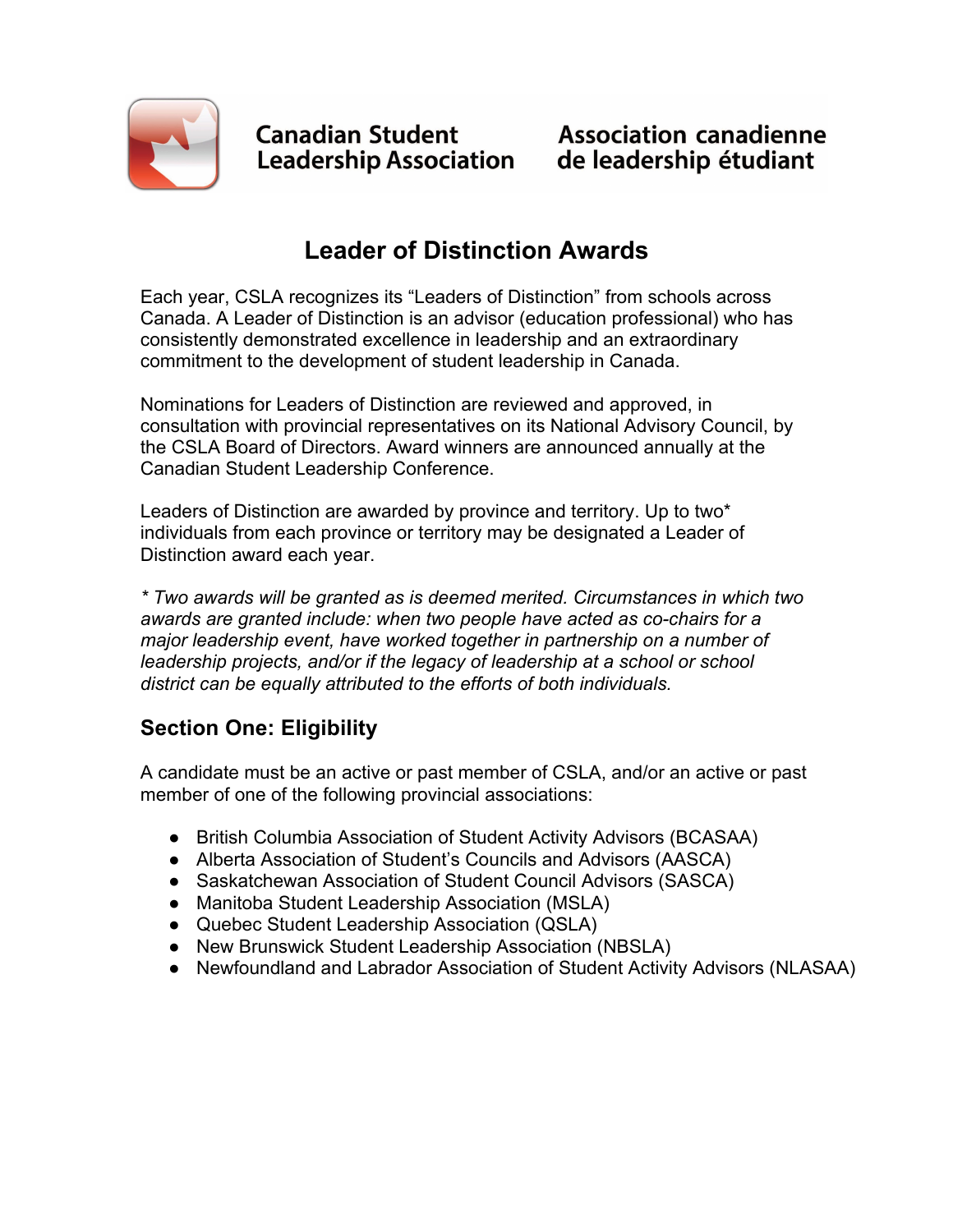**Canadian Student Leadership Association** | **Association canadienne de leadership étudiant**

# Leader of Distinction Awards

Each year, CSLA recognizes its "Leaders of Distinction" from schools across Canada. A Leader of Distinction is an advisor (education professional) who has consistently demonstrated excellence in leadership and an extraordinary commitment to the development of student leadership in Canada.

Nominations for Leaders of Distinction are reviewed and approved, in consultation with provincial representatives on its National Advisory Council, by the CSLA Board of Directors. Award winners are announced annually at the Canadian Student Leadership Conference.

Leaders of Distinction are awarded by province and territory. Up to two* individuals from each province or territory may be designated a Leader of Distinction award each year.

*\* Two awards will be granted as is deemed merited. Circumstances in which two awards are granted include: when two people have acted as co-chairs for a major leadership event, have worked together in partnership on a number of leadership projects, and/or if the legacy of leadership at a school or school district can be equally attributed to the efforts of both individuals.*

## Section One: Eligibility

A candidate must be an active or past member of CSLA, and/or an active or past member of one of the following provincial associations:

- British Columbia Association of Student Activity Advisors (BCASAA)
- Alberta Association of Student's Councils and Advisors (AASCA)
- Saskatchewan Association of Student Council Advisors (SASCA)
- Manitoba Student Leadership Association (MSLA)
- Quebec Student Leadership Association (QSLA)
- New Brunswick Student Leadership Association (NBSLA)
- Newfoundland and Labrador Association of Student Activity Advisors (NLASAA)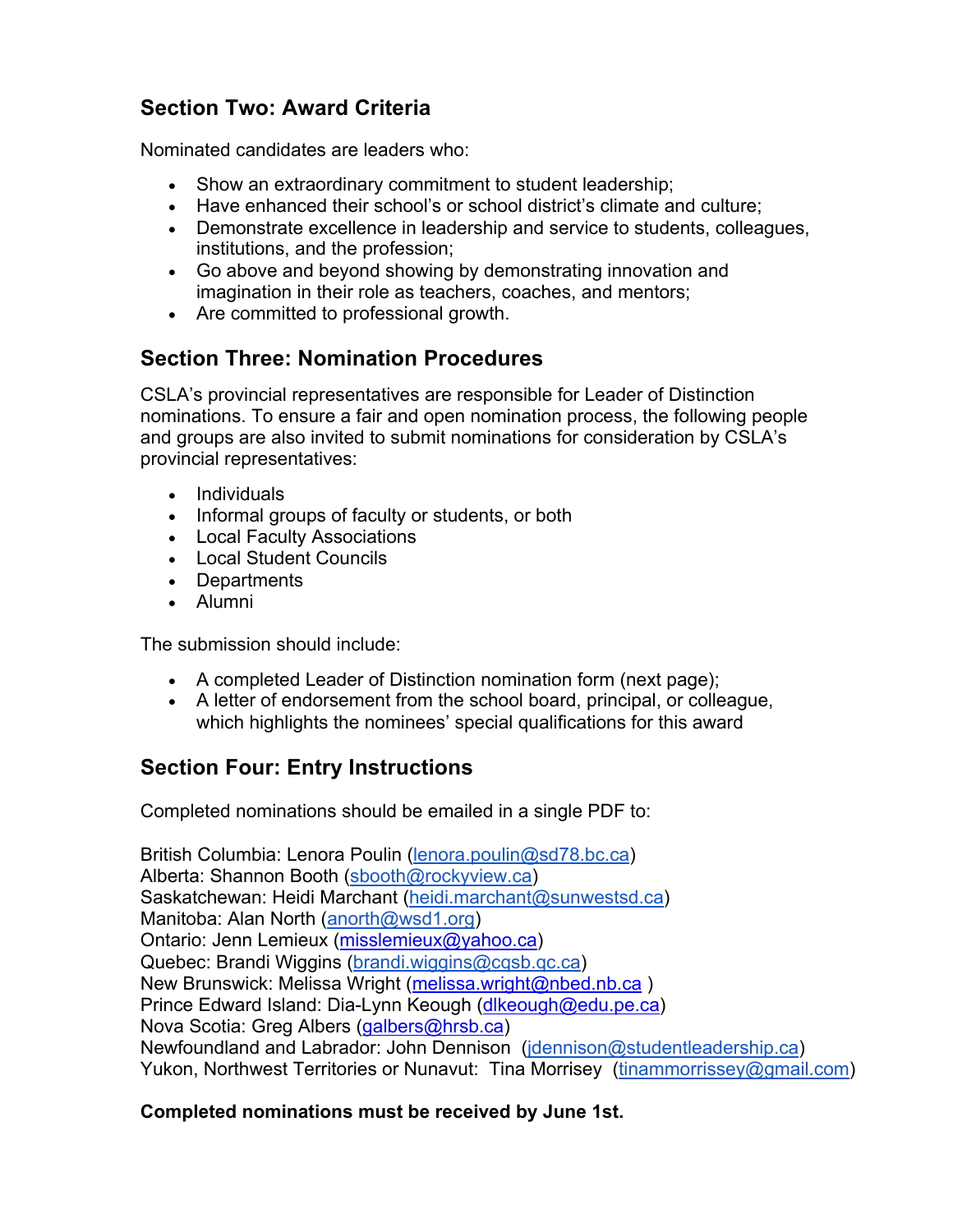## Section Two: Award Criteria

Nominated candidates are leaders who:

- Show an extraordinary commitment to student leadership;
- Have enhanced their school's or school district's climate and culture;
- Demonstrate excellence in leadership and service to students, colleagues, institutions, and the profession;
- Go above and beyond showing by demonstrating innovation and imagination in their role as teachers, coaches, and mentors;
- Are committed to professional growth.

## Section Three: Nomination Procedures

CSLA's provincial representatives are responsible for Leader of Distinction nominations. To ensure a fair and open nomination process, the following people and groups are also invited to submit nominations for consideration by CSLA's provincial representatives:

- Individuals
- Informal groups of faculty or students, or both
- Local Faculty Associations
- Local Student Councils
- Departments
- Alumni

The submission should include:

- A completed Leader of Distinction nomination form (next page);
- A letter of endorsement from the school board, principal, or colleague, which highlights the nominees' special qualifications for this award

## Section Four: Entry Instructions

Completed nominations should be emailed in a single PDF to:

British Columbia: Lenora Poulin (lenora.poulin@sd78.bc.ca)
Alberta: Shannon Booth (sbooth@rockyview.ca)
Saskatchewan: Heidi Marchant (heidi.marchant@sunwestsd.ca)
Manitoba: Alan North (anorth@wsd1.org)
Ontario: Jenn Lemieux (misslemieux@yahoo.ca)
Quebec: Brandi Wiggins (brandi.wiggins@cqsb.qc.ca)
New Brunswick: Melissa Wright (melissa.wright@nbed.nb.ca )
Prince Edward Island: Dia-Lynn Keough (dlkeough@edu.pe.ca)
Nova Scotia: Greg Albers (galbers@hrsb.ca)
Newfoundland and Labrador: John Dennison (jdennison@studentleadership.ca)
Yukon, Northwest Territories or Nunavut: Tina Morrisey (tinammorrissey@gmail.com)

**Completed nominations must be received by June 1st.**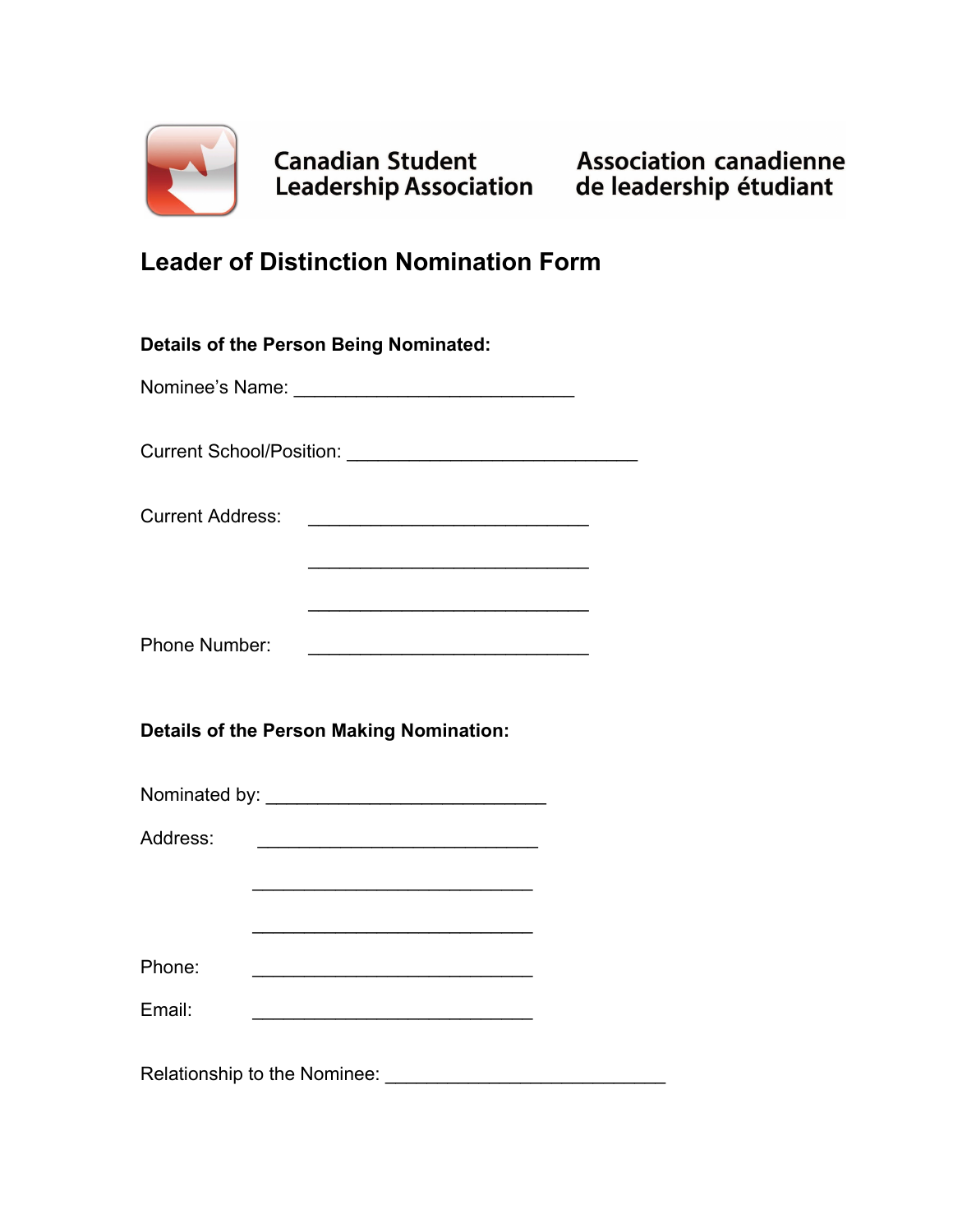Canadian Student Leadership Association

Association canadienne de leadership étudiant

# Leader of Distinction Nomination Form

**Details of the Person Being Nominated:**

Nominee's Name: ___________________________

Current School/Position: ____________________________

Current Address: ___________________________

___________________________

___________________________

Phone Number: ___________________________

**Details of the Person Making Nomination:**

Nominated by: ___________________________

Address: ___________________________

___________________________

___________________________

Phone: ___________________________

Email: ___________________________

Relationship to the Nominee: ___________________________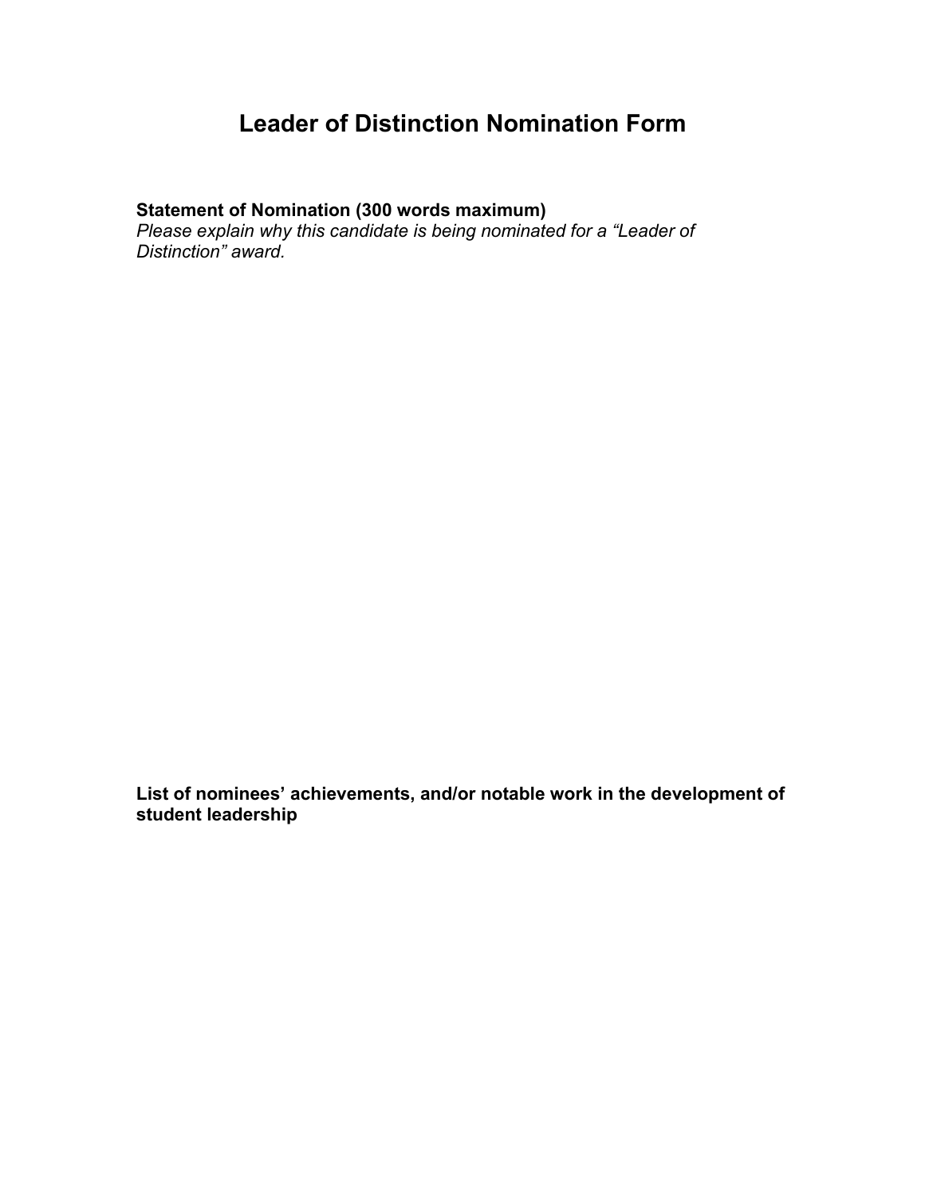# Leader of Distinction Nomination Form

**Statement of Nomination (300 words maximum)**
*Please explain why this candidate is being nominated for a "Leader of Distinction" award.*

**List of nominees' achievements, and/or notable work in the development of student leadership**